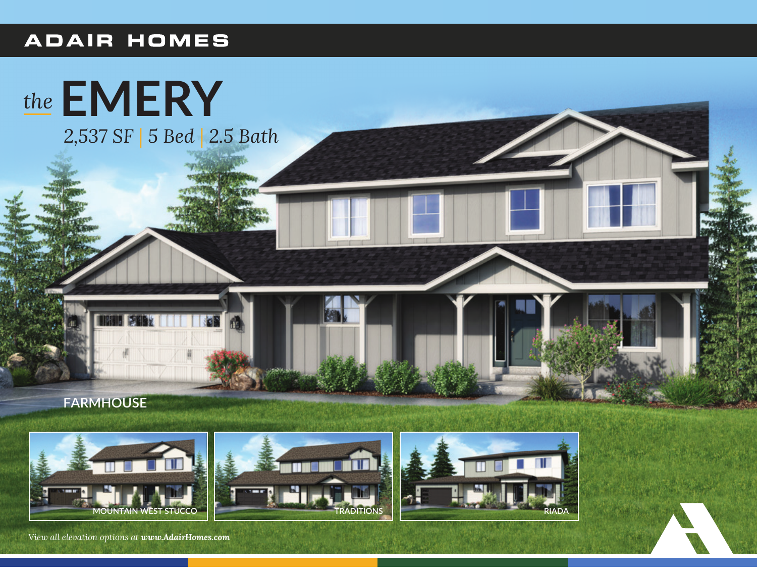ADAIR HOMES

# *the* EMERY

*2,537 SF | 5 Bed | 2.5 Bath*

FARMHOUSE

MOUNTAIN WEST STUCCO

TRADITIONS

RIADA

*View all elevation options at **www.AdairHomes.com***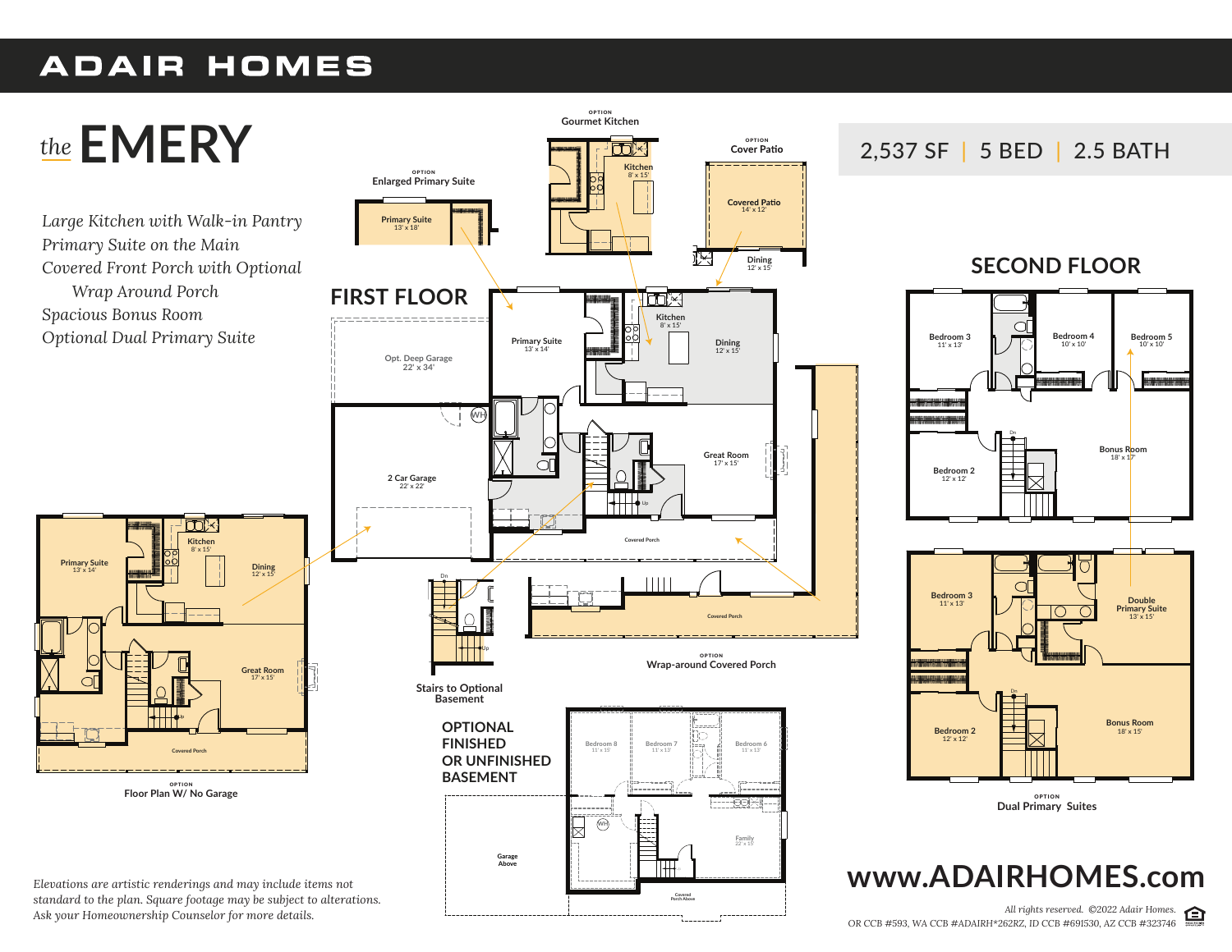# ADAIR HOMES

# the EMERY

2,537 SF | 5 BED | 2.5 BATH

*Large Kitchen with Walk-in Pantry*
*Primary Suite on the Main*
*Covered Front Porch with Optional Wrap Around Porch*
*Spacious Bonus Room*
*Optional Dual Primary Suite*

## FIRST FLOOR

Primary Suite 13' x 14'
Kitchen 8' x 15'
Dining 12' x 15'
Great Room 17' x 15'
Opt. Deep Garage 22' x 34'
2 Car Garage 22' x 22'
WH
Up
Covered Porch

OPTION
Enlarged Primary Suite
Primary Suite 13' x 18'

OPTION
Gourmet Kitchen
Kitchen 8' x 15'

OPTION
Cover Patio
Covered Patio 14' x 12'
Dining 12' x 15'

OPTION
Wrap-around Covered Porch
Covered Porch

Stairs to Optional Basement
Dn
Up

OPTION
Floor Plan W/ No Garage
Primary Suite 13' x 14'
Kitchen 8' x 15'
Dining 12' x 15'
Great Room 17' x 15'
Up
Covered Porch

## SECOND FLOOR

Bedroom 3 11' x 13'
Bedroom 4 10' x 10'
Bedroom 5 10' x 10'
Bedroom 2 12' x 12'
Bonus Room 18' x 17'
Dn

OPTION
Dual Primary Suites
Bedroom 3 11' x 13'
Double Primary Suite 13' x 15'
Bedroom 2 12' x 12'
Bonus Room 18' x 15'
Dn

## OPTIONAL FINISHED OR UNFINISHED BASEMENT

Bedroom 8 11' x 15'
Bedroom 7 11' x 13'
Bedroom 6 11' x 13'
Family 22' x 15'
WH
Garage Above
Covered Porch Above

*Elevations are artistic renderings and may include items not standard to the plan. Square footage may be subject to alterations. Ask your Homeownership Counselor for more details.*

**www.ADAIRHOMES.com**

*All rights reserved. ©2022 Adair Homes.*
OR CCB #593, WA CCB #ADAIRH*262RZ, ID CCB #691530, AZ CCB #323746